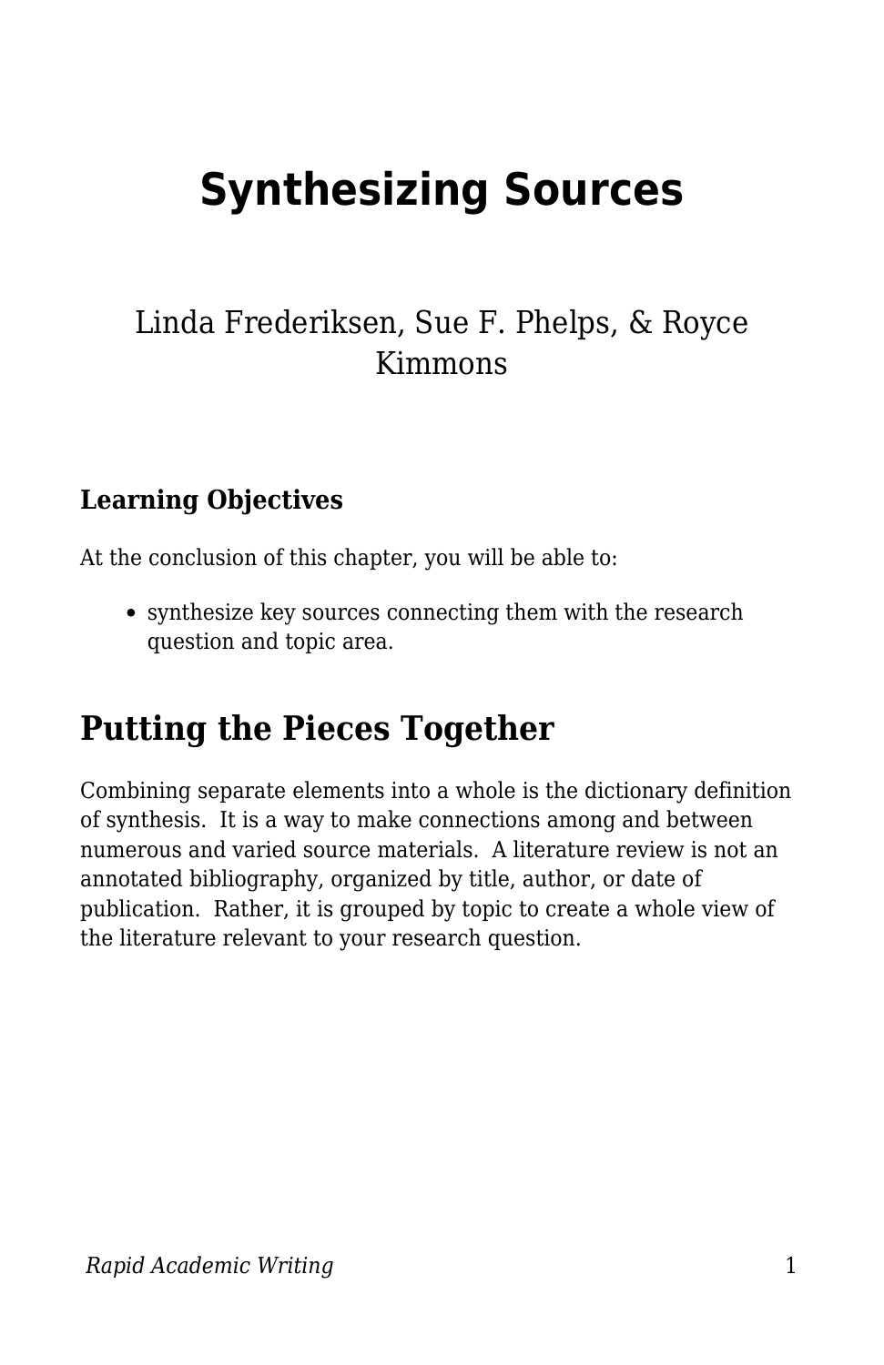# Synthesizing Sources

Linda Frederiksen, Sue F. Phelps, & Royce Kimmons

### Learning Objectives

At the conclusion of this chapter, you will be able to:

- synthesize key sources connecting them with the research question and topic area.

## Putting the Pieces Together

Combining separate elements into a whole is the dictionary definition of synthesis. It is a way to make connections among and between numerous and varied source materials. A literature review is not an annotated bibliography, organized by title, author, or date of publication. Rather, it is grouped by topic to create a whole view of the literature relevant to your research question.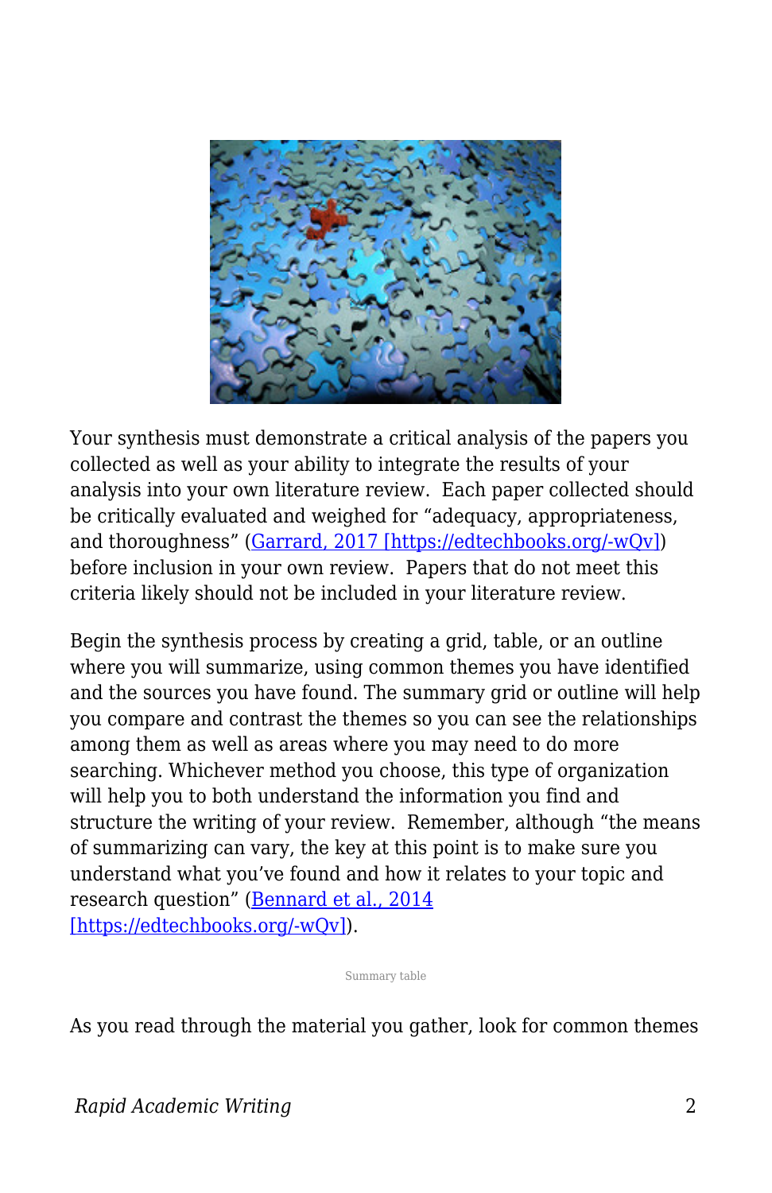Your synthesis must demonstrate a critical analysis of the papers you collected as well as your ability to integrate the results of your analysis into your own literature review.  Each paper collected should be critically evaluated and weighed for "adequacy, appropriateness, and thoroughness" (Garrard, 2017 [https://edtechbooks.org/-wQv]) before inclusion in your own review.  Papers that do not meet this criteria likely should not be included in your literature review.

Begin the synthesis process by creating a grid, table, or an outline where you will summarize, using common themes you have identified and the sources you have found. The summary grid or outline will help you compare and contrast the themes so you can see the relationships among them as well as areas where you may need to do more searching. Whichever method you choose, this type of organization will help you to both understand the information you find and structure the writing of your review.  Remember, although "the means of summarizing can vary, the key at this point is to make sure you understand what you've found and how it relates to your topic and research question" (Bennard et al., 2014 [https://edtechbooks.org/-wQv]).

Summary table

As you read through the material you gather, look for common themes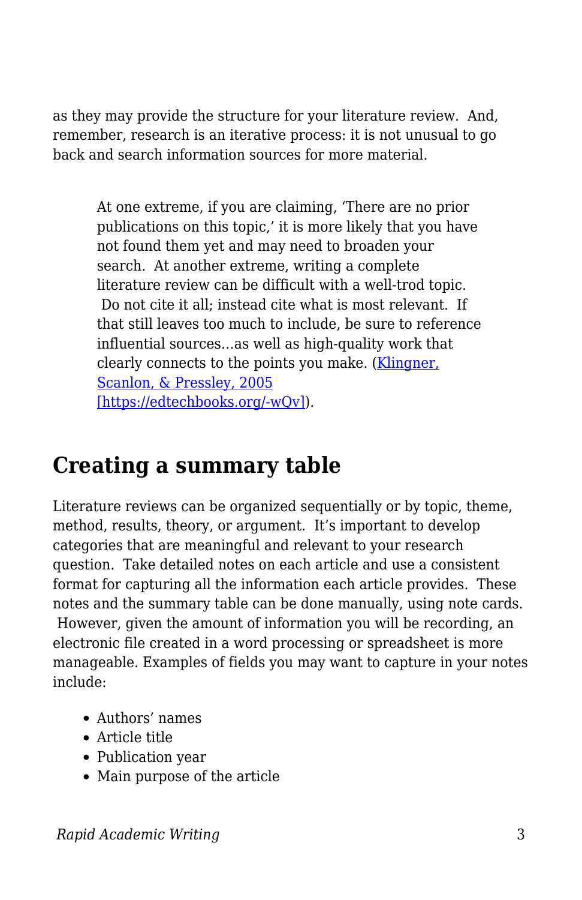as they may provide the structure for your literature review. And, remember, research is an iterative process: it is not unusual to go back and search information sources for more material.

> At one extreme, if you are claiming, 'There are no prior publications on this topic,' it is more likely that you have not found them yet and may need to broaden your search. At another extreme, writing a complete literature review can be difficult with a well-trod topic. Do not cite it all; instead cite what is most relevant. If that still leaves too much to include, be sure to reference influential sources…as well as high-quality work that clearly connects to the points you make. ([Klingner, Scanlon, & Pressley, 2005 [https://edtechbooks.org/-wQv]](https://edtechbooks.org/-wQv)).

## Creating a summary table

Literature reviews can be organized sequentially or by topic, theme, method, results, theory, or argument. It's important to develop categories that are meaningful and relevant to your research question. Take detailed notes on each article and use a consistent format for capturing all the information each article provides. These notes and the summary table can be done manually, using note cards. However, given the amount of information you will be recording, an electronic file created in a word processing or spreadsheet is more manageable. Examples of fields you may want to capture in your notes include:

- Authors' names
- Article title
- Publication year
- Main purpose of the article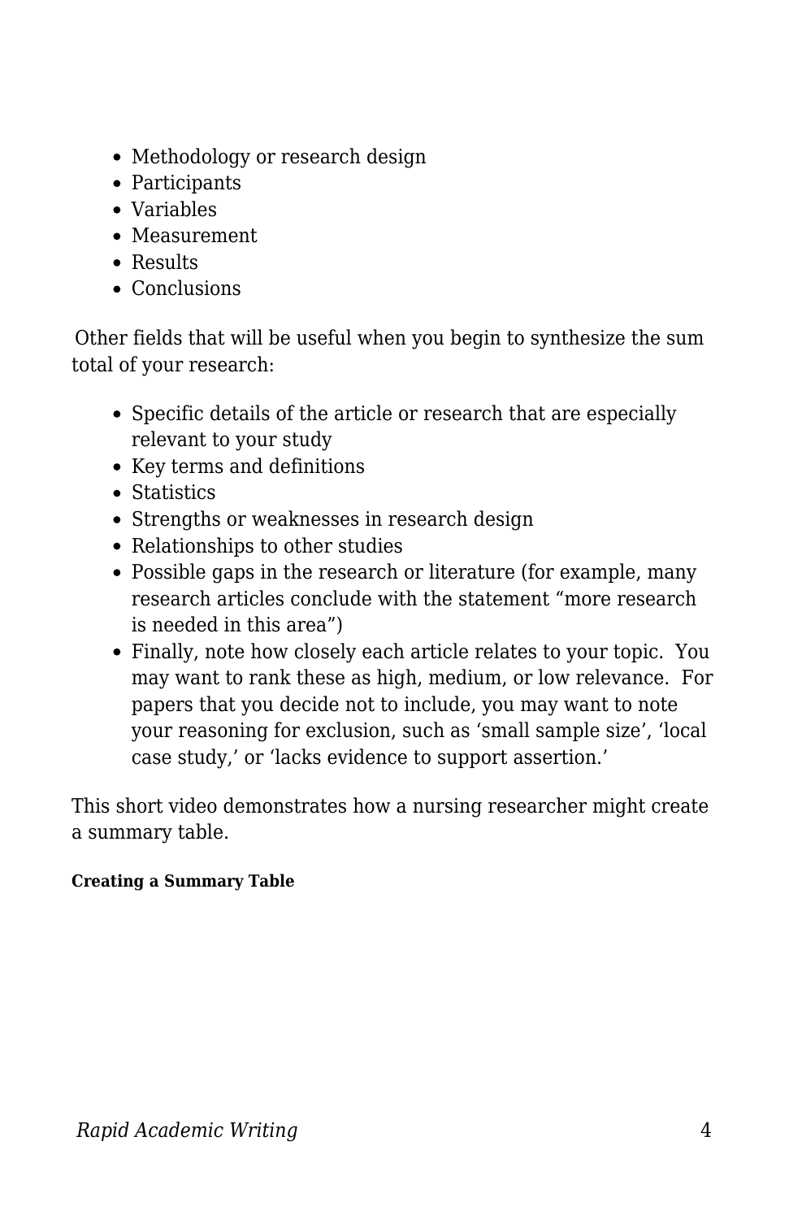- Methodology or research design
- Participants
- Variables
- Measurement
- Results
- Conclusions

Other fields that will be useful when you begin to synthesize the sum total of your research:

- Specific details of the article or research that are especially relevant to your study
- Key terms and definitions
- Statistics
- Strengths or weaknesses in research design
- Relationships to other studies
- Possible gaps in the research or literature (for example, many research articles conclude with the statement "more research is needed in this area")
- Finally, note how closely each article relates to your topic. You may want to rank these as high, medium, or low relevance. For papers that you decide not to include, you may want to note your reasoning for exclusion, such as 'small sample size', 'local case study,' or 'lacks evidence to support assertion.'

This short video demonstrates how a nursing researcher might create a summary table.

**Creating a Summary Table**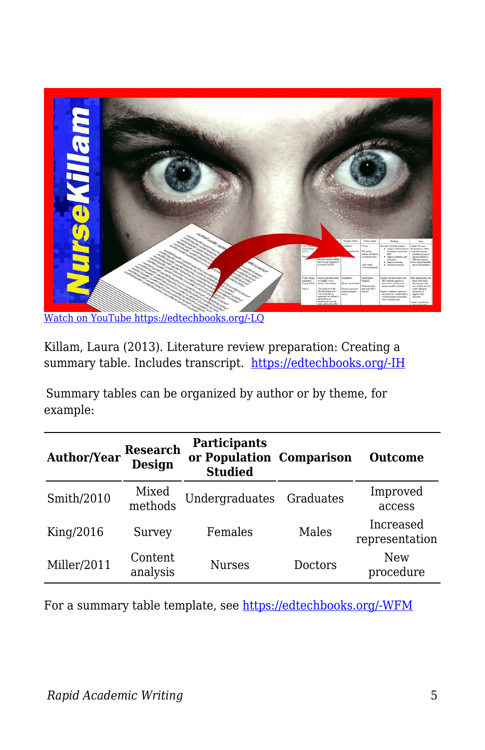Watch on YouTube https://edtechbooks.org/-LQ

Killam, Laura (2013). Literature review preparation: Creating a summary table. Includes transcript. https://edtechbooks.org/-IH

Summary tables can be organized by author or by theme, for example:

| Author/Year | Research Design | Participants or Population Studied | Comparison | Outcome |
|---|---|---|---|---|
| Smith/2010 | Mixed methods | Undergraduates | Graduates | Improved access |
| King/2016 | Survey | Females | Males | Increased representation |
| Miller/2011 | Content analysis | Nurses | Doctors | New procedure |

For a summary table template, see https://edtechbooks.org/-WFM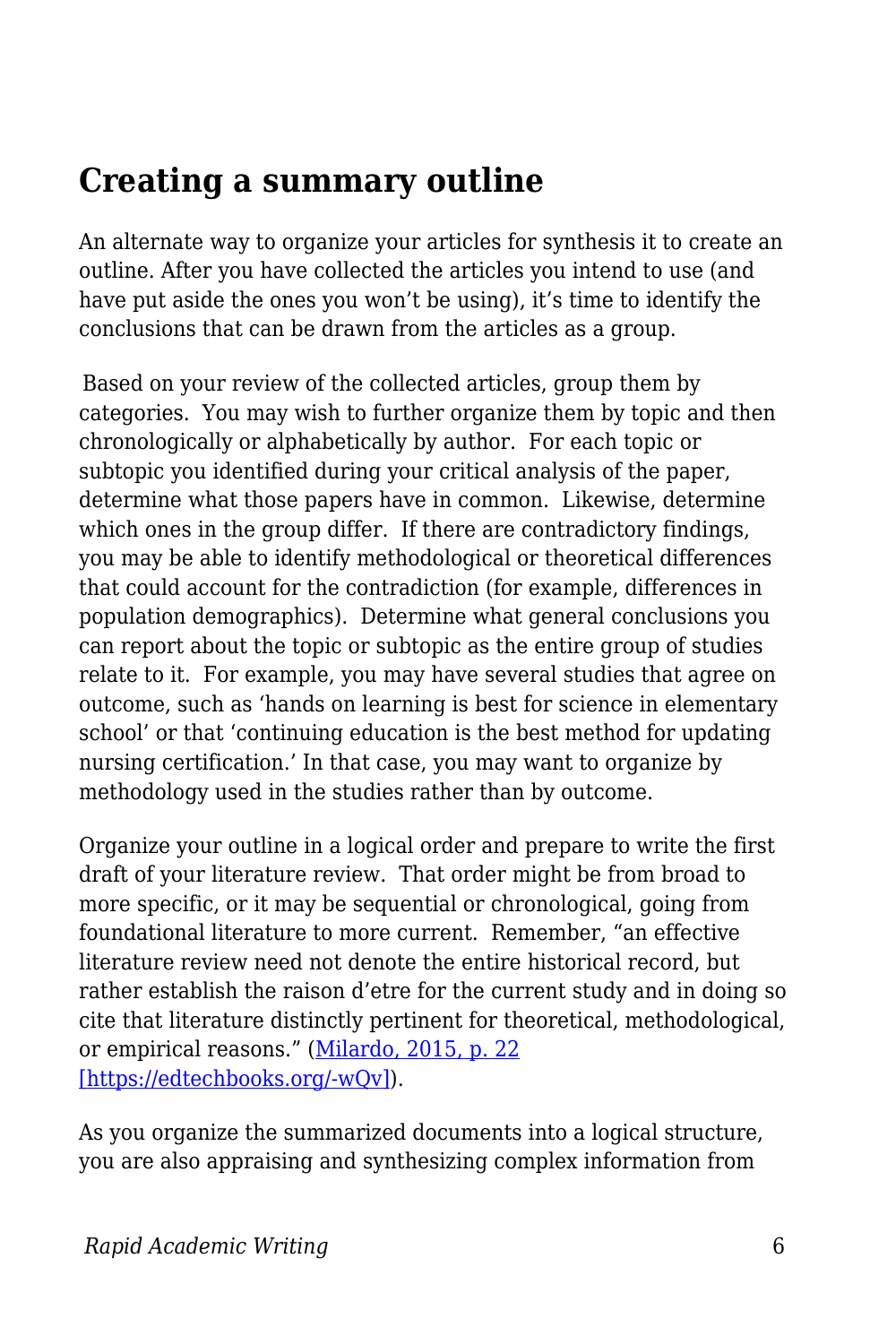## Creating a summary outline

An alternate way to organize your articles for synthesis it to create an outline. After you have collected the articles you intend to use (and have put aside the ones you won't be using), it's time to identify the conclusions that can be drawn from the articles as a group.

Based on your review of the collected articles, group them by categories. You may wish to further organize them by topic and then chronologically or alphabetically by author. For each topic or subtopic you identified during your critical analysis of the paper, determine what those papers have in common. Likewise, determine which ones in the group differ. If there are contradictory findings, you may be able to identify methodological or theoretical differences that could account for the contradiction (for example, differences in population demographics). Determine what general conclusions you can report about the topic or subtopic as the entire group of studies relate to it. For example, you may have several studies that agree on outcome, such as 'hands on learning is best for science in elementary school' or that 'continuing education is the best method for updating nursing certification.' In that case, you may want to organize by methodology used in the studies rather than by outcome.

Organize your outline in a logical order and prepare to write the first draft of your literature review. That order might be from broad to more specific, or it may be sequential or chronological, going from foundational literature to more current. Remember, "an effective literature review need not denote the entire historical record, but rather establish the raison d'etre for the current study and in doing so cite that literature distinctly pertinent for theoretical, methodological, or empirical reasons." (Milardo, 2015, p. 22 [https://edtechbooks.org/-wQv]).

As you organize the summarized documents into a logical structure, you are also appraising and synthesizing complex information from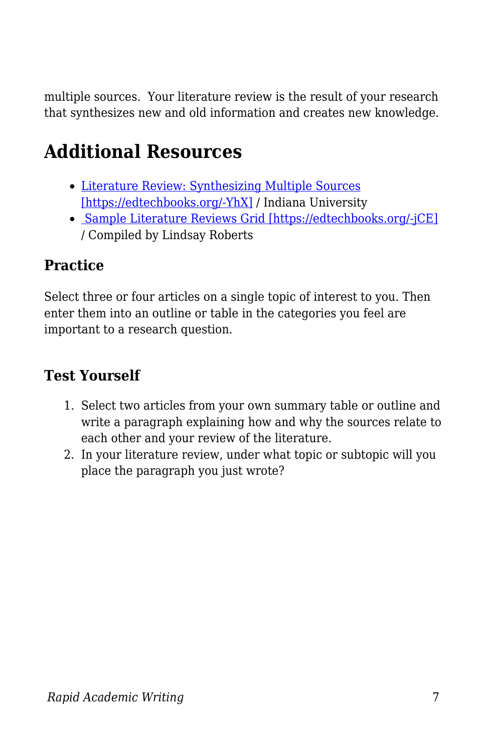multiple sources.  Your literature review is the result of your research that synthesizes new and old information and creates new knowledge.

# Additional Resources

- Literature Review: Synthesizing Multiple Sources [https://edtechbooks.org/-YhX] / Indiana University
- Sample Literature Reviews Grid [https://edtechbooks.org/-jCE] / Compiled by Lindsay Roberts

## Practice

Select three or four articles on a single topic of interest to you. Then enter them into an outline or table in the categories you feel are important to a research question.

## Test Yourself

1. Select two articles from your own summary table or outline and write a paragraph explaining how and why the sources relate to each other and your review of the literature.
2. In your literature review, under what topic or subtopic will you place the paragraph you just wrote?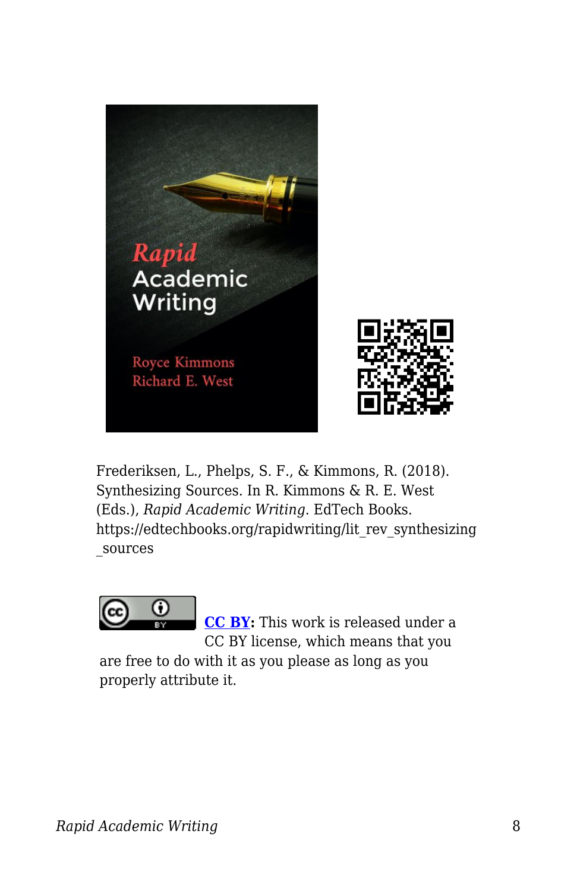Frederiksen, L., Phelps, S. F., & Kimmons, R. (2018). Synthesizing Sources. In R. Kimmons & R. E. West (Eds.), *Rapid Academic Writing*. EdTech Books. https://edtechbooks.org/rapidwriting/lit_rev_synthesizing_sources

**CC BY:** This work is released under a CC BY license, which means that you are free to do with it as you please as long as you properly attribute it.